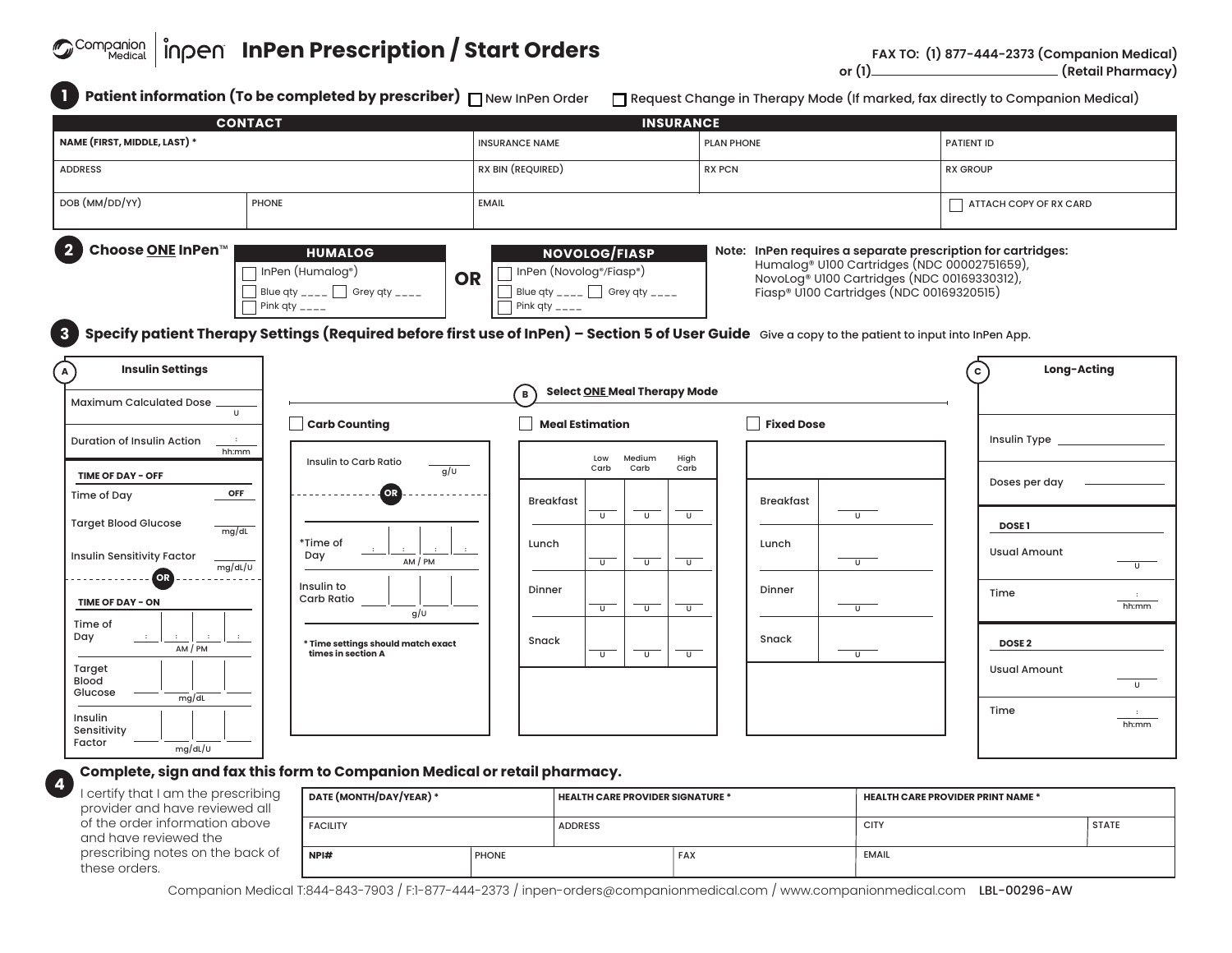# InPen Prescription / Start Orders

**FAX TO: (1) 877-444-2373 (Companion Medical)**
**or (1)\_\_\_\_\_\_\_\_\_\_\_\_\_\_\_\_\_\_\_\_\_\_ (Retail Pharmacy)**

## 1 Patient information (To be completed by prescriber)

☐ New InPen Order ☐ Request Change in Therapy Mode (If marked, fax directly to Companion Medical)

| CONTACT | | INSURANCE | | |
|---|---|---|---|---|
| NAME (FIRST, MIDDLE, LAST) * | | INSURANCE NAME | PLAN PHONE | PATIENT ID |
| ADDRESS | | RX BIN (REQUIRED) | RX PCN | RX GROUP |
| DOB (MM/DD/YY) | PHONE | EMAIL | | ☐ ATTACH COPY OF RX CARD |

## 2 Choose ONE InPen™

**HUMALOG**
- ☐ InPen (Humalog®)
- ☐ Blue qty \_\_\_\_ ☐ Grey qty \_\_\_\_
- ☐ Pink qty \_\_\_\_

**OR**

**NOVOLOG/FIASP**
- ☐ InPen (Novolog®/Fiasp®)
- ☐ Blue qty \_\_\_\_ ☐ Grey qty \_\_\_\_
- ☐ Pink qty \_\_\_\_

**Note: InPen requires a separate prescription for cartridges:**
Humalog® U100 Cartridges (NDC 00002751659),
NovoLog® U100 Cartridges (NDC 00169330312),
Fiasp® U100 Cartridges (NDC 00169320515)

## 3 Specify patient Therapy Settings (Required before first use of InPen) – Section 5 of User Guide

Give a copy to the patient to input into InPen App.

### A Insulin Settings

| | |
|---|---|
| Maximum Calculated Dose | \_\_\_\_ U |
| Duration of Insulin Action | \_\_:\_\_ hh:mm |

**TIME OF DAY - OFF**

| | |
|---|---|
| Time of Day | OFF |
| Target Blood Glucose | \_\_\_\_ mg/dL |
| Insulin Sensitivity Factor | \_\_\_\_ mg/dL/U |

**OR**

**TIME OF DAY - ON**

| | | | | |
|---|---|---|---|---|
| Time of Day (AM / PM) | : | : | : | : |
| Target Blood Glucose (mg/dL) | | | | |
| Insulin Sensitivity Factor (mg/dL/U) | | | | |

### B Select ONE Meal Therapy Mode

**☐ Carb Counting**

| | |
|---|---|
| Insulin to Carb Ratio | \_\_\_\_ g/U |

**OR**

| | | | | |
|---|---|---|---|---|
| *Time of Day (AM / PM) | : | : | : | : |
| Insulin to Carb Ratio (g/U) | | | | |

**\* Time settings should match exact times in section A**

**☐ Meal Estimation**

| | Low Carb | Medium Carb | High Carb |
|---|---|---|---|
| Breakfast | U | U | U |
| Lunch | U | U | U |
| Dinner | U | U | U |
| Snack | U | U | U |

**☐ Fixed Dose**

| | |
|---|---|
| Breakfast | U |
| Lunch | U |
| Dinner | U |
| Snack | U |

### C Long-Acting

| | |
|---|---|
| Insulin Type | \_\_\_\_\_\_\_\_ |
| Doses per day | \_\_\_\_\_\_\_\_ |

**DOSE 1**

| | |
|---|---|
| Usual Amount | \_\_\_\_ U |
| Time | \_\_:\_\_ hh:mm |

**DOSE 2**

| | |
|---|---|
| Usual Amount | \_\_\_\_ U |
| Time | \_\_:\_\_ hh:mm |

## 4 Complete, sign and fax this form to Companion Medical or retail pharmacy.

I certify that I am the prescribing provider and have reviewed all of the order information above and have reviewed the prescribing notes on the back of these orders.

| DATE (MONTH/DAY/YEAR) * | | HEALTH CARE PROVIDER SIGNATURE * | HEALTH CARE PROVIDER PRINT NAME * | |
|---|---|---|---|---|
| FACILITY | | ADDRESS | CITY | STATE |
| NPI# | PHONE | FAX | EMAIL | |

Companion Medical T:844-843-7903 / F:1-877-444-2373 / inpen-orders@companionmedical.com / www.companionmedical.com LBL-00296-AW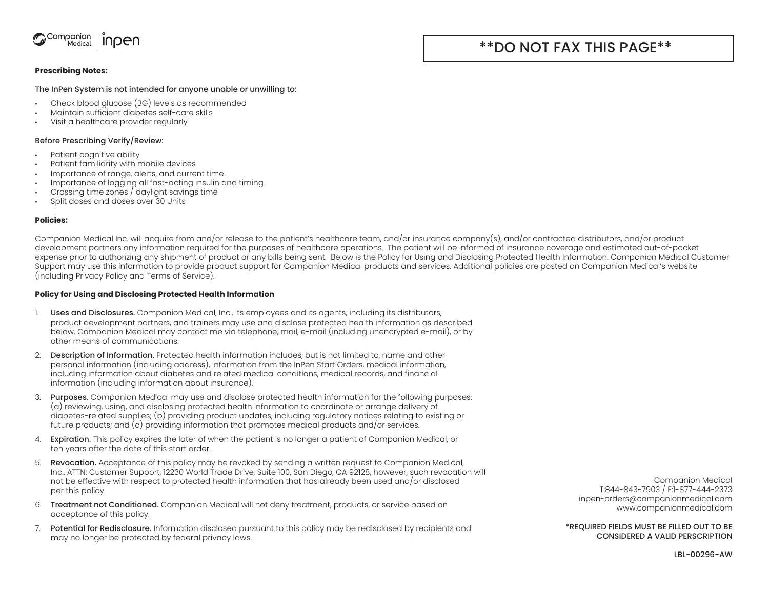Companion Medical | inpen

**DO NOT FAX THIS PAGE**

**Prescribing Notes:**

The InPen System is not intended for anyone unable or unwilling to:

- Check blood glucose (BG) levels as recommended
- Maintain sufficient diabetes self-care skills
- Visit a healthcare provider regularly

Before Prescribing Verify/Review:

- Patient cognitive ability
- Patient familiarity with mobile devices
- Importance of range, alerts, and current time
- Importance of logging all fast-acting insulin and timing
- Crossing time zones / daylight savings time
- Split doses and doses over 30 Units

**Policies:**

Companion Medical Inc. will acquire from and/or release to the patient's healthcare team, and/or insurance company(s), and/or contracted distributors, and/or product development partners any information required for the purposes of healthcare operations. The patient will be informed of insurance coverage and estimated out-of-pocket expense prior to authorizing any shipment of product or any bills being sent. Below is the Policy for Using and Disclosing Protected Health Information. Companion Medical Customer Support may use this information to provide product support for Companion Medical products and services. Additional policies are posted on Companion Medical's website (including Privacy Policy and Terms of Service).

**Policy for Using and Disclosing Protected Health Information**

1. **Uses and Disclosures.** Companion Medical, Inc., its employees and its agents, including its distributors, product development partners, and trainers may use and disclose protected health information as described below. Companion Medical may contact me via telephone, mail, e-mail (including unencrypted e-mail), or by other means of communications.
2. **Description of Information.** Protected health information includes, but is not limited to, name and other personal information (including address), information from the InPen Start Orders, medical information, including information about diabetes and related medical conditions, medical records, and financial information (including information about insurance).
3. **Purposes.** Companion Medical may use and disclose protected health information for the following purposes: (a) reviewing, using, and disclosing protected health information to coordinate or arrange delivery of diabetes-related supplies; (b) providing product updates, including regulatory notices relating to existing or future products; and (c) providing information that promotes medical products and/or services.
4. **Expiration.** This policy expires the later of when the patient is no longer a patient of Companion Medical, or ten years after the date of this start order.
5. **Revocation.** Acceptance of this policy may be revoked by sending a written request to Companion Medical, Inc., ATTN: Customer Support, 12230 World Trade Drive, Suite 100, San Diego, CA 92128, however, such revocation will not be effective with respect to protected health information that has already been used and/or disclosed per this policy.
6. **Treatment not Conditioned.** Companion Medical will not deny treatment, products, or service based on acceptance of this policy.
7. **Potential for Redisclosure.** Information disclosed pursuant to this policy may be redisclosed by recipients and may no longer be protected by federal privacy laws.

Companion Medical
T:844-843-7903 / F:1-877-444-2373
inpen-orders@companionmedical.com
www.companionmedical.com

*REQUIRED FIELDS MUST BE FILLED OUT TO BE CONSIDERED A VALID PERSCRIPTION

LBL-00296-AW